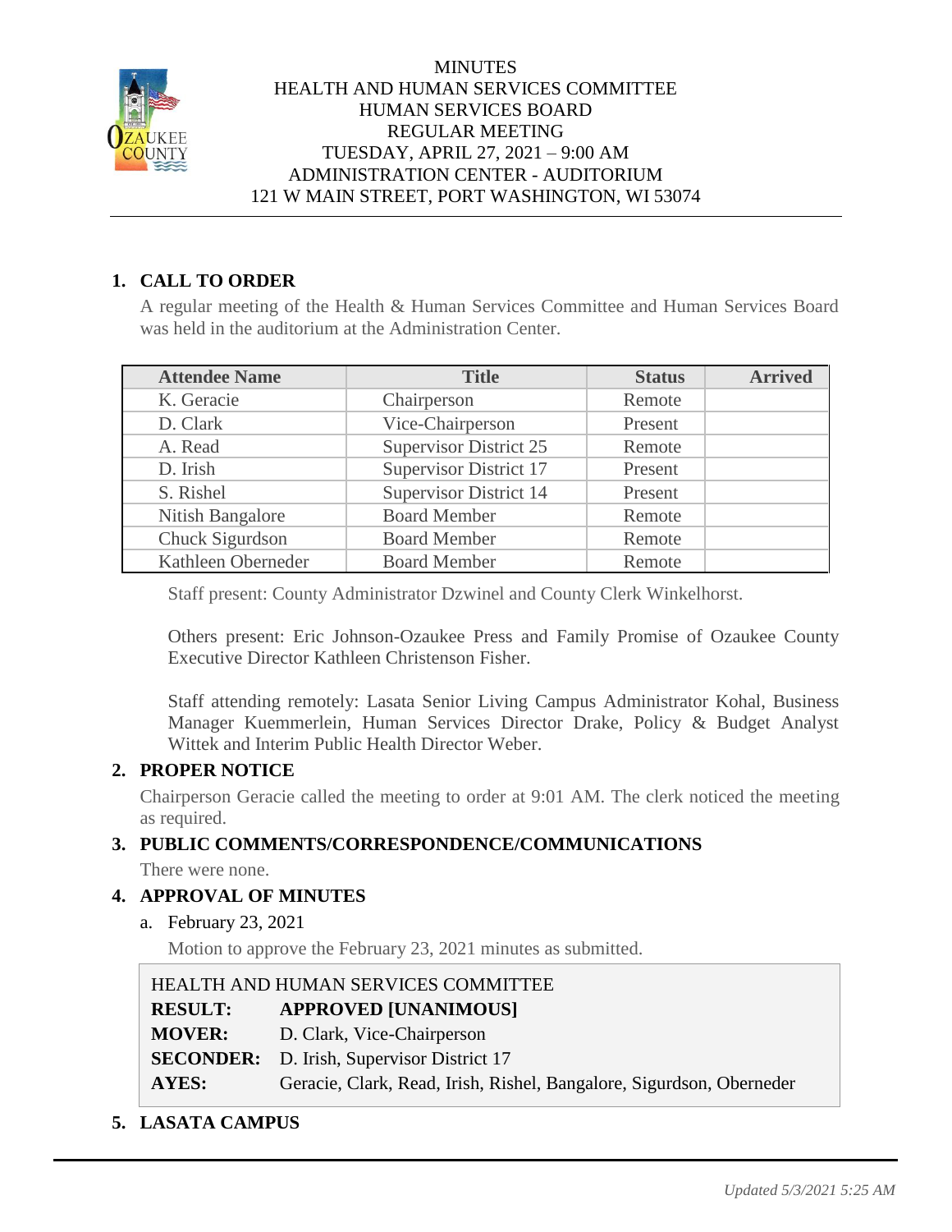MINUTES
HEALTH AND HUMAN SERVICES COMMITTEE
HUMAN SERVICES BOARD
REGULAR MEETING
TUESDAY, APRIL 27, 2021 – 9:00 AM
ADMINISTRATION CENTER - AUDITORIUM
121 W MAIN STREET, PORT WASHINGTON, WI 53074

## 1. CALL TO ORDER

A regular meeting of the Health & Human Services Committee and Human Services Board was held in the auditorium at the Administration Center.

| Attendee Name | Title | Status | Arrived |
|---|---|---|---|
| K. Geracie | Chairperson | Remote | |
| D. Clark | Vice-Chairperson | Present | |
| A. Read | Supervisor District 25 | Remote | |
| D. Irish | Supervisor District 17 | Present | |
| S. Rishel | Supervisor District 14 | Present | |
| Nitish Bangalore | Board Member | Remote | |
| Chuck Sigurdson | Board Member | Remote | |
| Kathleen Oberneder | Board Member | Remote | |

Staff present: County Administrator Dzwinel and County Clerk Winkelhorst.

Others present: Eric Johnson-Ozaukee Press and Family Promise of Ozaukee County Executive Director Kathleen Christenson Fisher.

Staff attending remotely: Lasata Senior Living Campus Administrator Kohal, Business Manager Kuemmerlein, Human Services Director Drake, Policy & Budget Analyst Wittek and Interim Public Health Director Weber.

## 2. PROPER NOTICE

Chairperson Geracie called the meeting to order at 9:01 AM. The clerk noticed the meeting as required.

## 3. PUBLIC COMMENTS/CORRESPONDENCE/COMMUNICATIONS

There were none.

## 4. APPROVAL OF MINUTES

a. February 23, 2021

Motion to approve the February 23, 2021 minutes as submitted.

HEALTH AND HUMAN SERVICES COMMITTEE
**RESULT:** **APPROVED [UNANIMOUS]**
**MOVER:** D. Clark, Vice-Chairperson
**SECONDER:** D. Irish, Supervisor District 17
**AYES:** Geracie, Clark, Read, Irish, Rishel, Bangalore, Sigurdson, Oberneder

## 5. LASATA CAMPUS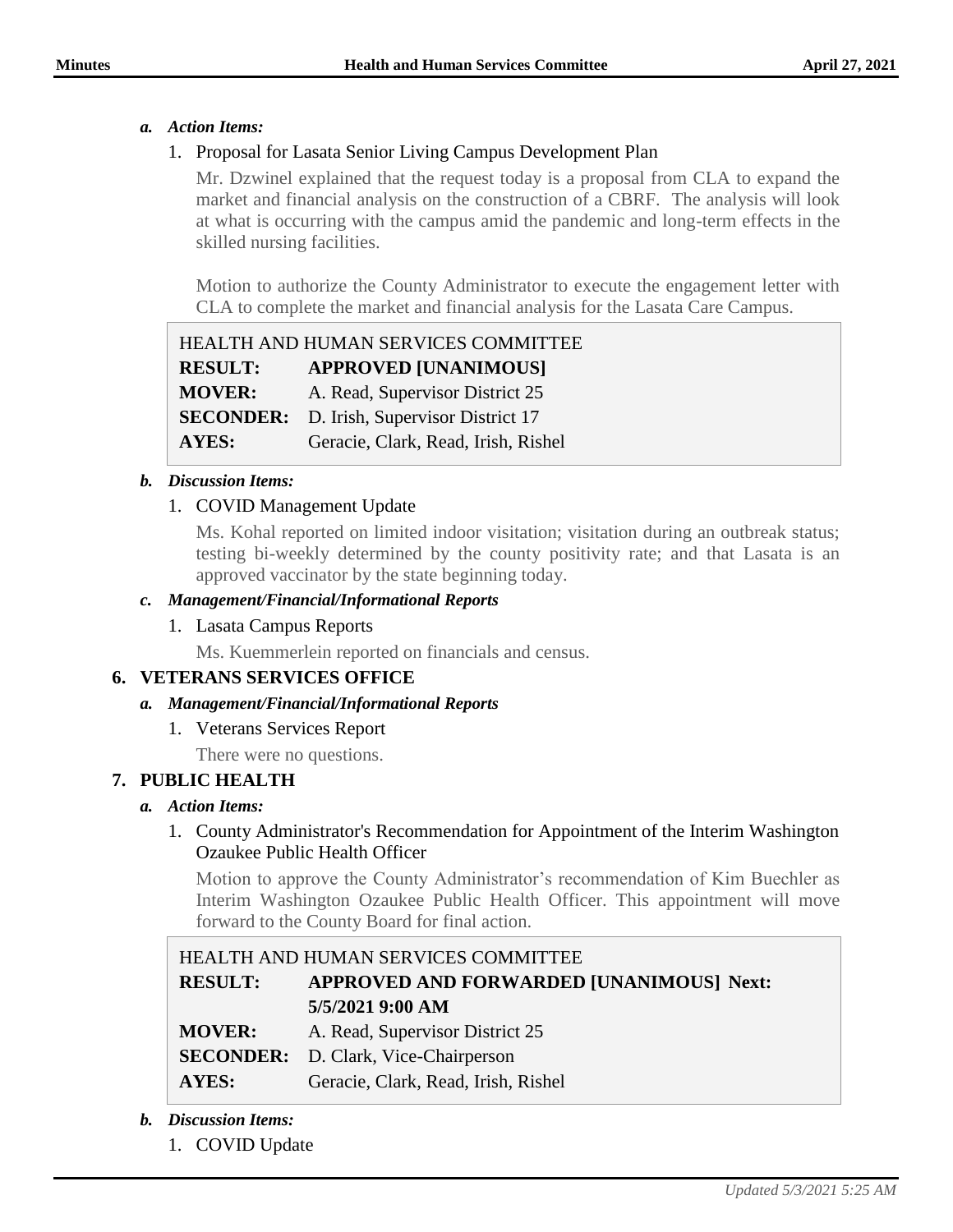*a. Action Items:*

1. Proposal for Lasata Senior Living Campus Development Plan

   Mr. Dzwinel explained that the request today is a proposal from CLA to expand the market and financial analysis on the construction of a CBRF. The analysis will look at what is occurring with the campus amid the pandemic and long-term effects in the skilled nursing facilities.

   Motion to authorize the County Administrator to execute the engagement letter with CLA to complete the market and financial analysis for the Lasata Care Campus.

| HEALTH AND HUMAN SERVICES COMMITTEE | |
|---|---|
| **RESULT:** | **APPROVED [UNANIMOUS]** |
| **MOVER:** | A. Read, Supervisor District 25 |
| **SECONDER:** | D. Irish, Supervisor District 17 |
| **AYES:** | Geracie, Clark, Read, Irish, Rishel |

*b. Discussion Items:*

1. COVID Management Update

   Ms. Kohal reported on limited indoor visitation; visitation during an outbreak status; testing bi-weekly determined by the county positivity rate; and that Lasata is an approved vaccinator by the state beginning today.

*c. Management/Financial/Informational Reports*

1. Lasata Campus Reports

   Ms. Kuemmerlein reported on financials and census.

## 6. VETERANS SERVICES OFFICE

*a. Management/Financial/Informational Reports*

1. Veterans Services Report

   There were no questions.

## 7. PUBLIC HEALTH

*a. Action Items:*

1. County Administrator's Recommendation for Appointment of the Interim Washington Ozaukee Public Health Officer

   Motion to approve the County Administrator's recommendation of Kim Buechler as Interim Washington Ozaukee Public Health Officer. This appointment will move forward to the County Board for final action.

| HEALTH AND HUMAN SERVICES COMMITTEE | |
|---|---|
| **RESULT:** | **APPROVED AND FORWARDED [UNANIMOUS] Next: 5/5/2021 9:00 AM** |
| **MOVER:** | A. Read, Supervisor District 25 |
| **SECONDER:** | D. Clark, Vice-Chairperson |
| **AYES:** | Geracie, Clark, Read, Irish, Rishel |

*b. Discussion Items:*

1. COVID Update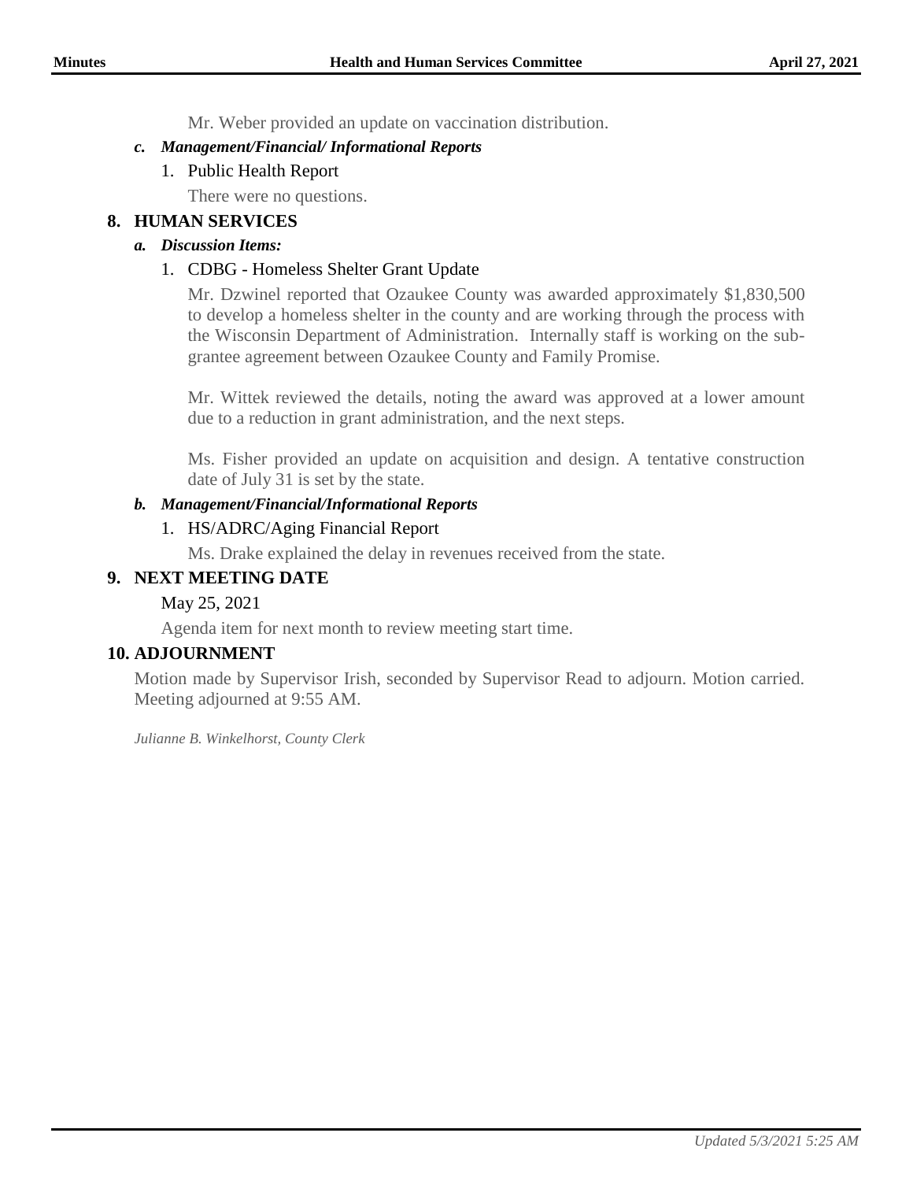Mr. Weber provided an update on vaccination distribution.

***c. Management/Financial/ Informational Reports***

1. Public Health Report

   There were no questions.

## 8. HUMAN SERVICES

***a. Discussion Items:***

1. CDBG - Homeless Shelter Grant Update

   Mr. Dzwinel reported that Ozaukee County was awarded approximately $1,830,500 to develop a homeless shelter in the county and are working through the process with the Wisconsin Department of Administration. Internally staff is working on the sub-grantee agreement between Ozaukee County and Family Promise.

   Mr. Wittek reviewed the details, noting the award was approved at a lower amount due to a reduction in grant administration, and the next steps.

   Ms. Fisher provided an update on acquisition and design. A tentative construction date of July 31 is set by the state.

***b. Management/Financial/Informational Reports***

1. HS/ADRC/Aging Financial Report

   Ms. Drake explained the delay in revenues received from the state.

## 9. NEXT MEETING DATE

May 25, 2021

Agenda item for next month to review meeting start time.

## 10. ADJOURNMENT

Motion made by Supervisor Irish, seconded by Supervisor Read to adjourn. Motion carried. Meeting adjourned at 9:55 AM.

*Julianne B. Winkelhorst, County Clerk*